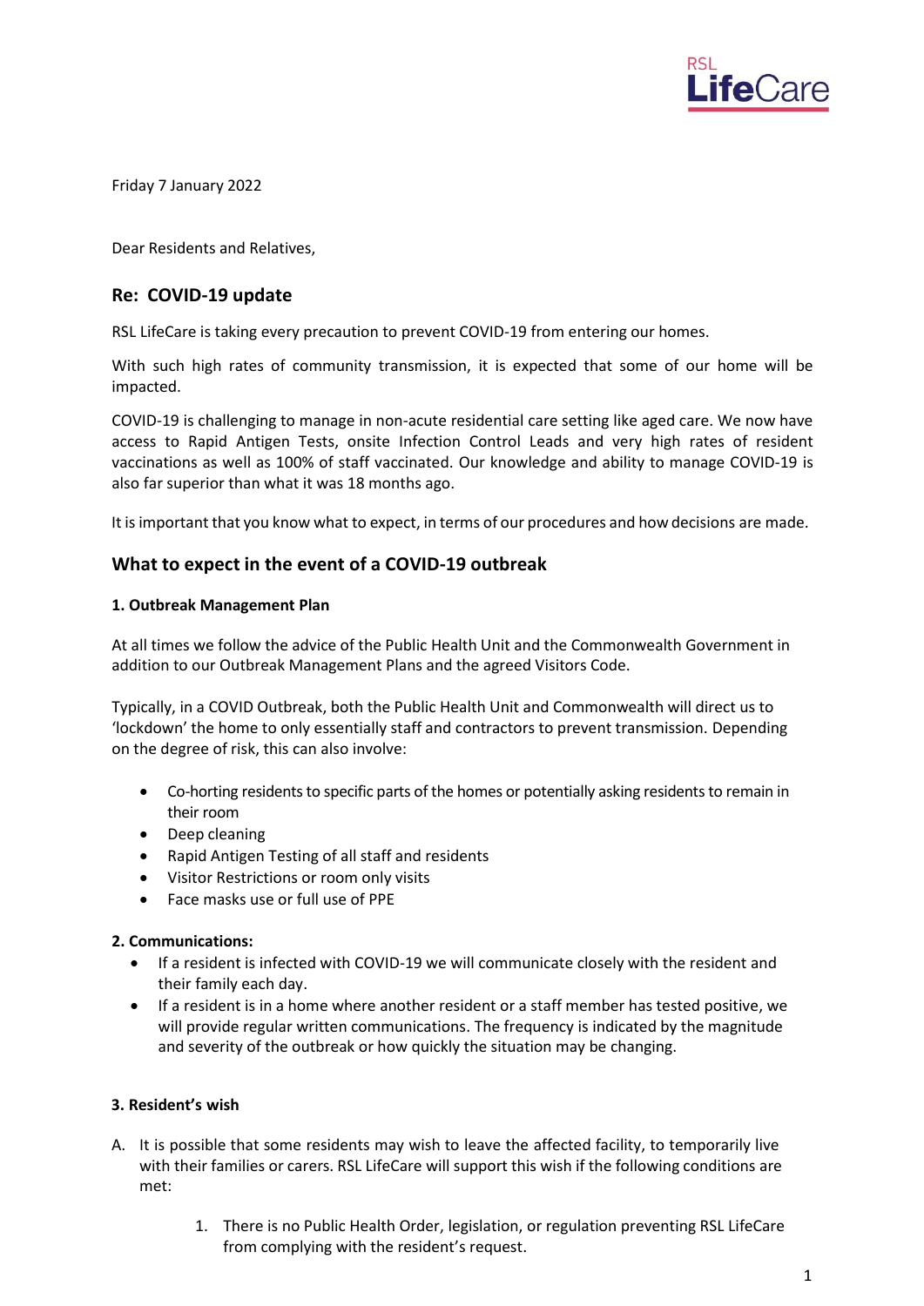Friday 7 January 2022

Dear Residents and Relatives,

## Re: COVID-19 update

RSL LifeCare is taking every precaution to prevent COVID-19 from entering our homes.

With such high rates of community transmission, it is expected that some of our home will be impacted.

COVID-19 is challenging to manage in non-acute residential care setting like aged care. We now have access to Rapid Antigen Tests, onsite Infection Control Leads and very high rates of resident vaccinations as well as 100% of staff vaccinated. Our knowledge and ability to manage COVID-19 is also far superior than what it was 18 months ago.

It is important that you know what to expect, in terms of our procedures and how decisions are made.

## What to expect in the event of a COVID-19 outbreak

**1. Outbreak Management Plan**

At all times we follow the advice of the Public Health Unit and the Commonwealth Government in addition to our Outbreak Management Plans and the agreed Visitors Code.

Typically, in a COVID Outbreak, both the Public Health Unit and Commonwealth will direct us to 'lockdown' the home to only essentially staff and contractors to prevent transmission. Depending on the degree of risk, this can also involve:

- Co-horting residents to specific parts of the homes or potentially asking residents to remain in their room
- Deep cleaning
- Rapid Antigen Testing of all staff and residents
- Visitor Restrictions or room only visits
- Face masks use or full use of PPE

**2. Communications:**

- If a resident is infected with COVID-19 we will communicate closely with the resident and their family each day.
- If a resident is in a home where another resident or a staff member has tested positive, we will provide regular written communications. The frequency is indicated by the magnitude and severity of the outbreak or how quickly the situation may be changing.

**3. Resident's wish**

A. It is possible that some residents may wish to leave the affected facility, to temporarily live with their families or carers. RSL LifeCare will support this wish if the following conditions are met:

1. There is no Public Health Order, legislation, or regulation preventing RSL LifeCare from complying with the resident's request.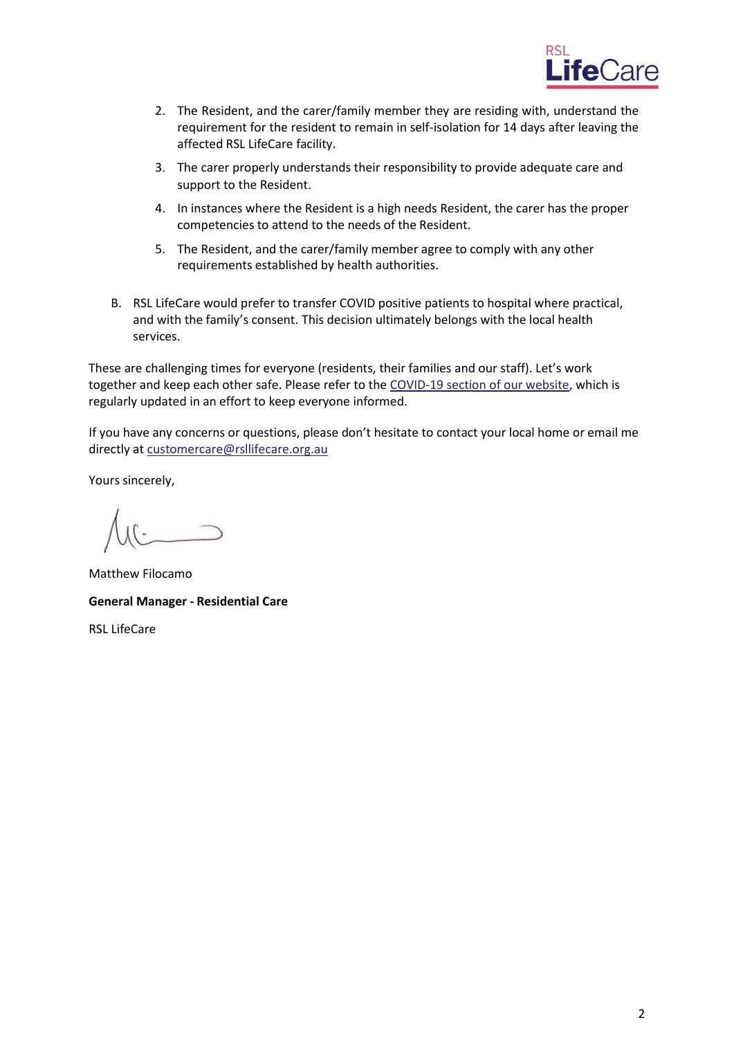2. The Resident, and the carer/family member they are residing with, understand the requirement for the resident to remain in self-isolation for 14 days after leaving the affected RSL LifeCare facility.
3. The carer properly understands their responsibility to provide adequate care and support to the Resident.
4. In instances where the Resident is a high needs Resident, the carer has the proper competencies to attend to the needs of the Resident.
5. The Resident, and the carer/family member agree to comply with any other requirements established by health authorities.

B. RSL LifeCare would prefer to transfer COVID positive patients to hospital where practical, and with the family's consent. This decision ultimately belongs with the local health services.

These are challenging times for everyone (residents, their families and our staff). Let's work together and keep each other safe. Please refer to the COVID-19 section of our website, which is regularly updated in an effort to keep everyone informed.

If you have any concerns or questions, please don't hesitate to contact your local home or email me directly at customercare@rsllifecare.org.au

Yours sincerely,

Matthew Filocamo

**General Manager - Residential Care**

RSL LifeCare